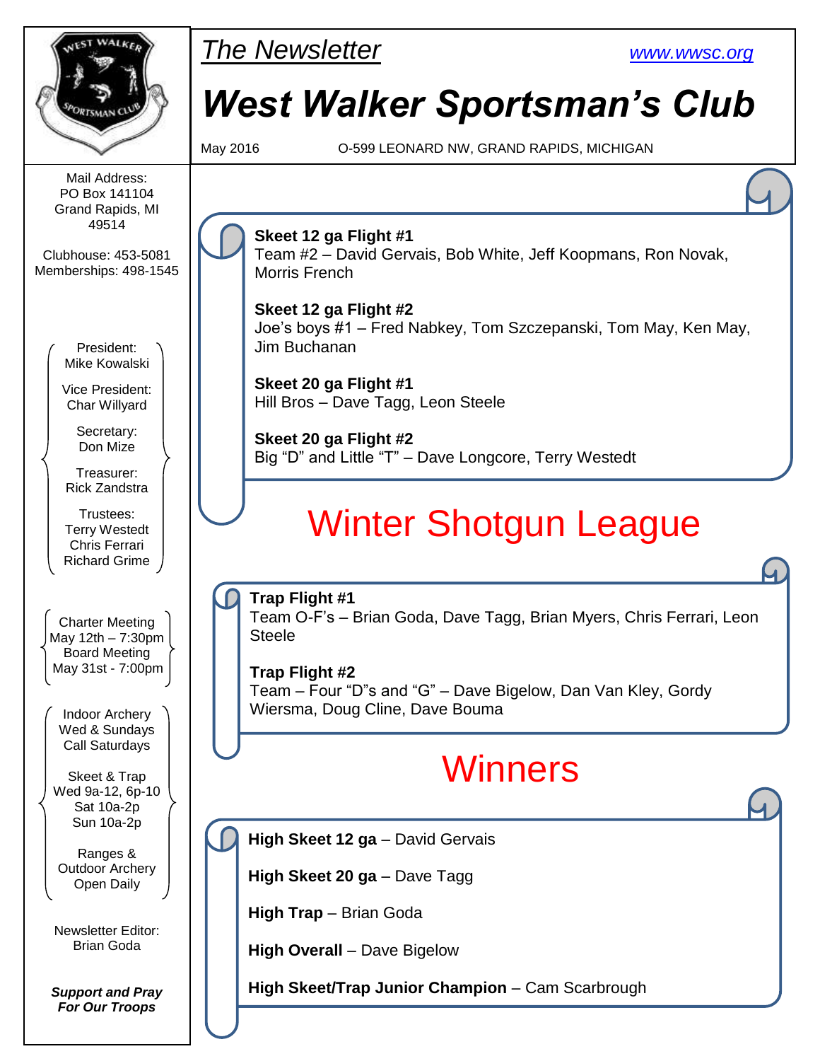*The Newsletter*

www.wwsc.org

# West Walker Sportsman's Club

May 2016 O-599 LEONARD NW, GRAND RAPIDS, MICHIGAN

Mail Address:
PO Box 141104
Grand Rapids, MI
49514

Clubhouse: 453-5081
Memberships: 498-1545

President:
Mike Kowalski

Vice President:
Char Willyard

Secretary:
Don Mize

Treasurer:
Rick Zandstra

Trustees:
Terry Westedt
Chris Ferrari
Richard Grime

Charter Meeting
May 12th – 7:30pm
Board Meeting
May 31st - 7:00pm

Indoor Archery
Wed & Sundays
Call Saturdays

Skeet & Trap
Wed 9a-12, 6p-10
Sat 10a-2p
Sun 10a-2p

Ranges &
Outdoor Archery
Open Daily

Newsletter Editor:
Brian Goda

***Support and Pray For Our Troops***

**Skeet 12 ga Flight #1**
Team #2 – David Gervais, Bob White, Jeff Koopmans, Ron Novak, Morris French

**Skeet 12 ga Flight #2**
Joe's boys #1 – Fred Nabkey, Tom Szczepanski, Tom May, Ken May, Jim Buchanan

**Skeet 20 ga Flight #1**
Hill Bros – Dave Tagg, Leon Steele

**Skeet 20 ga Flight #2**
Big "D" and Little "T" – Dave Longcore, Terry Westedt

## Winter Shotgun League

**Trap Flight #1**
Team O-F's – Brian Goda, Dave Tagg, Brian Myers, Chris Ferrari, Leon Steele

**Trap Flight #2**
Team – Four "D"s and "G" – Dave Bigelow, Dan Van Kley, Gordy Wiersma, Doug Cline, Dave Bouma

## Winners

**High Skeet 12 ga** – David Gervais

**High Skeet 20 ga** – Dave Tagg

**High Trap** – Brian Goda

**High Overall** – Dave Bigelow

**High Skeet/Trap Junior Champion** – Cam Scarbrough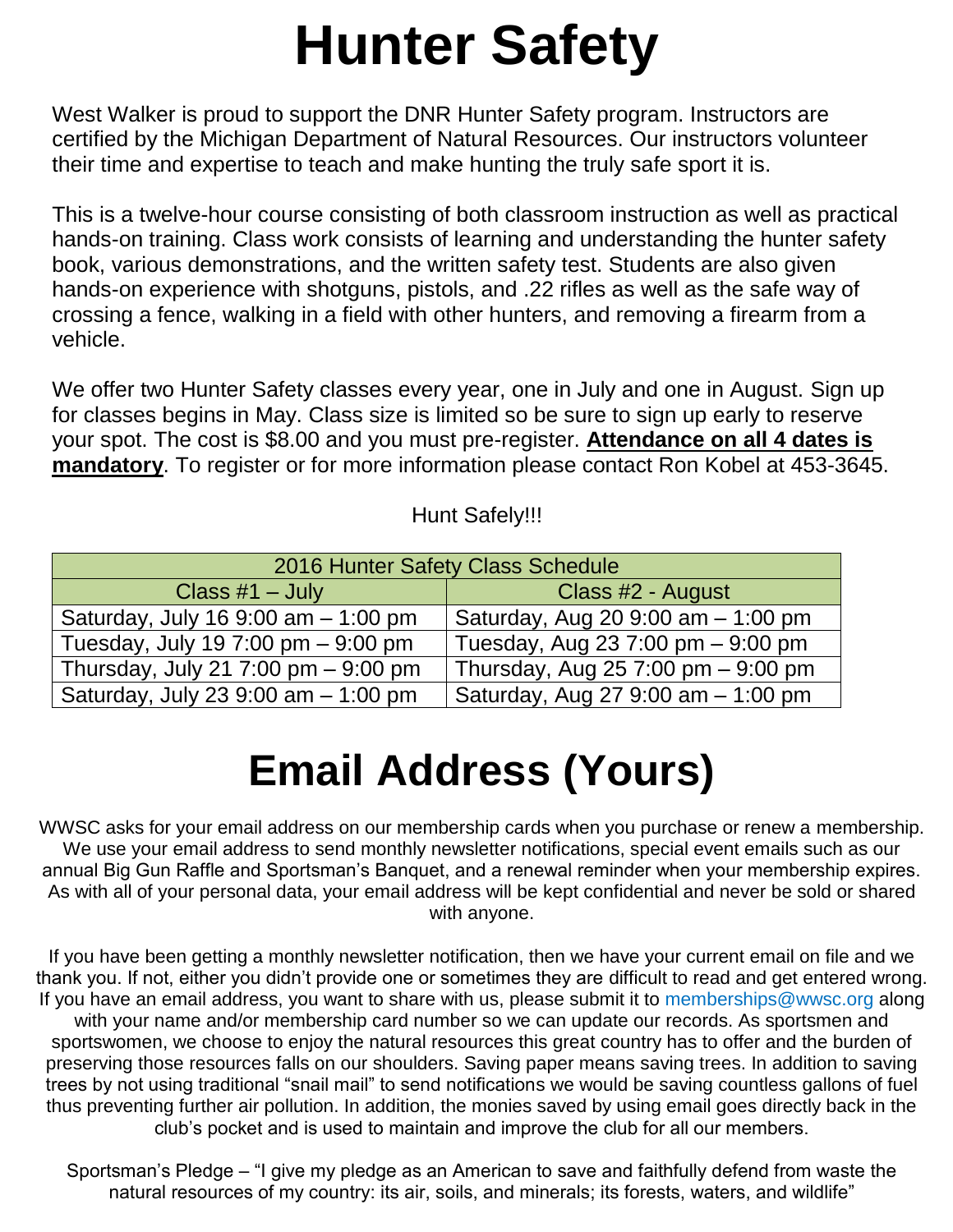# Hunter Safety

West Walker is proud to support the DNR Hunter Safety program. Instructors are certified by the Michigan Department of Natural Resources. Our instructors volunteer their time and expertise to teach and make hunting the truly safe sport it is.

This is a twelve-hour course consisting of both classroom instruction as well as practical hands-on training. Class work consists of learning and understanding the hunter safety book, various demonstrations, and the written safety test. Students are also given hands-on experience with shotguns, pistols, and .22 rifles as well as the safe way of crossing a fence, walking in a field with other hunters, and removing a firearm from a vehicle.

We offer two Hunter Safety classes every year, one in July and one in August. Sign up for classes begins in May. Class size is limited so be sure to sign up early to reserve your spot. The cost is $8.00 and you must pre-register. **Attendance on all 4 dates is mandatory**. To register or for more information please contact Ron Kobel at 453-3645.

Hunt Safely!!!

| 2016 Hunter Safety Class Schedule | |
|---|---|
| Class #1 – July | Class #2 - August |
| Saturday, July 16 9:00 am – 1:00 pm | Saturday, Aug 20 9:00 am – 1:00 pm |
| Tuesday, July 19 7:00 pm – 9:00 pm | Tuesday, Aug 23 7:00 pm – 9:00 pm |
| Thursday, July 21 7:00 pm – 9:00 pm | Thursday, Aug 25 7:00 pm – 9:00 pm |
| Saturday, July 23 9:00 am – 1:00 pm | Saturday, Aug 27 9:00 am – 1:00 pm |

# Email Address (Yours)

WWSC asks for your email address on our membership cards when you purchase or renew a membership. We use your email address to send monthly newsletter notifications, special event emails such as our annual Big Gun Raffle and Sportsman's Banquet, and a renewal reminder when your membership expires. As with all of your personal data, your email address will be kept confidential and never be sold or shared with anyone.

If you have been getting a monthly newsletter notification, then we have your current email on file and we thank you. If not, either you didn't provide one or sometimes they are difficult to read and get entered wrong. If you have an email address, you want to share with us, please submit it to memberships@wwsc.org along with your name and/or membership card number so we can update our records. As sportsmen and sportswomen, we choose to enjoy the natural resources this great country has to offer and the burden of preserving those resources falls on our shoulders. Saving paper means saving trees. In addition to saving trees by not using traditional "snail mail" to send notifications we would be saving countless gallons of fuel thus preventing further air pollution. In addition, the monies saved by using email goes directly back in the club's pocket and is used to maintain and improve the club for all our members.

Sportsman's Pledge – "I give my pledge as an American to save and faithfully defend from waste the natural resources of my country: its air, soils, and minerals; its forests, waters, and wildlife"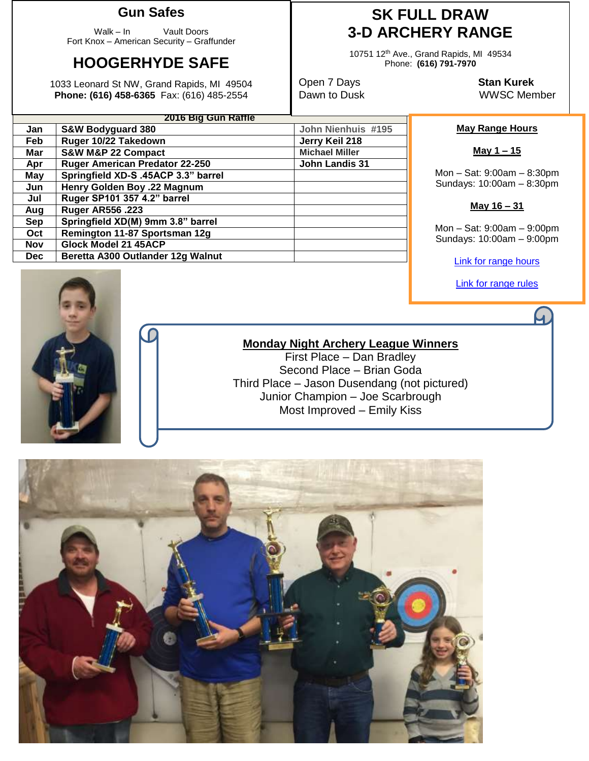## Gun Safes

Walk – In Vault Doors
Fort Knox – American Security – Graffunder

## HOOGERHYDE SAFE

1033 Leonard St NW, Grand Rapids, MI 49504
**Phone: (616) 458-6365** Fax: (616) 485-2554

## SK FULL DRAW
## 3-D ARCHERY RANGE

10751 12th Ave., Grand Rapids, MI 49534
Phone: **(616) 791-7970**

Open 7 Days
Dawn to Dusk

**Stan Kurek**
WWSC Member

**2016 Big Gun Raffle**

| Month | Prize | Winner |
|---|---|---|
| Jan | S&W Bodyguard 380 | John Nienhuis #195 |
| Feb | Ruger 10/22 Takedown | Jerry Keil 218 |
| Mar | S&W M&P 22 Compact | Michael Miller |
| Apr | Ruger American Predator 22-250 | John Landis 31 |
| May | Springfield XD-S .45ACP 3.3" barrel | |
| Jun | Henry Golden Boy .22 Magnum | |
| Jul | Ruger SP101 357 4.2" barrel | |
| Aug | Ruger AR556 .223 | |
| Sep | Springfield XD(M) 9mm 3.8" barrel | |
| Oct | Remington 11-87 Sportsman 12g | |
| Nov | Glock Model 21 45ACP | |
| Dec | Beretta A300 Outlander 12g Walnut | |

**May Range Hours**

**May 1 – 15**

Mon – Sat: 9:00am – 8:30pm
Sundays: 10:00am – 8:30pm

**May 16 – 31**

Mon – Sat: 9:00am – 9:00pm
Sundays: 10:00am – 9:00pm

Link for range hours

Link for range rules

**Monday Night Archery League Winners**

First Place – Dan Bradley
Second Place – Brian Goda
Third Place – Jason Dusendang (not pictured)
Junior Champion – Joe Scarbrough
Most Improved – Emily Kiss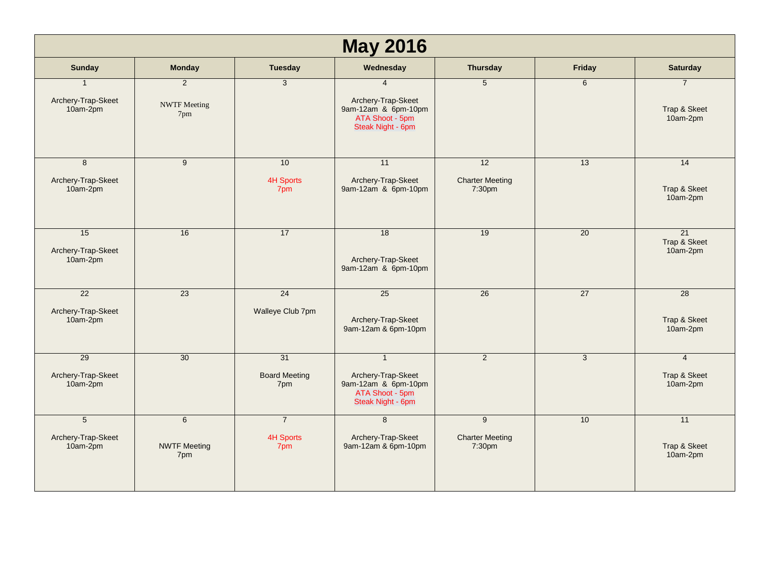# May 2016

| Sunday | Monday | Tuesday | Wednesday | Thursday | Friday | Saturday |
|---|---|---|---|---|---|---|
| 1<br>Archery-Trap-Skeet<br>10am-2pm | 2<br>NWTF Meeting<br>7pm | 3 | 4<br>Archery-Trap-Skeet<br>9am-12am & 6pm-10pm<br>ATA Shoot - 5pm<br>Steak Night - 6pm | 5 | 6 | 7<br>Trap & Skeet<br>10am-2pm |
| 8<br>Archery-Trap-Skeet<br>10am-2pm | 9 | 10<br>4H Sports<br>7pm | 11<br>Archery-Trap-Skeet<br>9am-12am & 6pm-10pm | 12<br>Charter Meeting<br>7:30pm | 13 | 14<br>Trap & Skeet<br>10am-2pm |
| 15<br>Archery-Trap-Skeet<br>10am-2pm | 16 | 17 | 18<br>Archery-Trap-Skeet<br>9am-12am & 6pm-10pm | 19 | 20 | 21<br>Trap & Skeet<br>10am-2pm |
| 22<br>Archery-Trap-Skeet<br>10am-2pm | 23 | 24<br>Walleye Club 7pm | 25<br>Archery-Trap-Skeet<br>9am-12am & 6pm-10pm | 26 | 27 | 28<br>Trap & Skeet<br>10am-2pm |
| 29<br>Archery-Trap-Skeet<br>10am-2pm | 30 | 31<br>Board Meeting<br>7pm | 1<br>Archery-Trap-Skeet<br>9am-12am & 6pm-10pm<br>ATA Shoot - 5pm<br>Steak Night - 6pm | 2 | 3 | 4<br>Trap & Skeet<br>10am-2pm |
| 5<br>Archery-Trap-Skeet<br>10am-2pm | 6<br>NWTF Meeting<br>7pm | 7<br>4H Sports<br>7pm | 8<br>Archery-Trap-Skeet<br>9am-12am & 6pm-10pm | 9<br>Charter Meeting<br>7:30pm | 10 | 11<br>Trap & Skeet<br>10am-2pm |